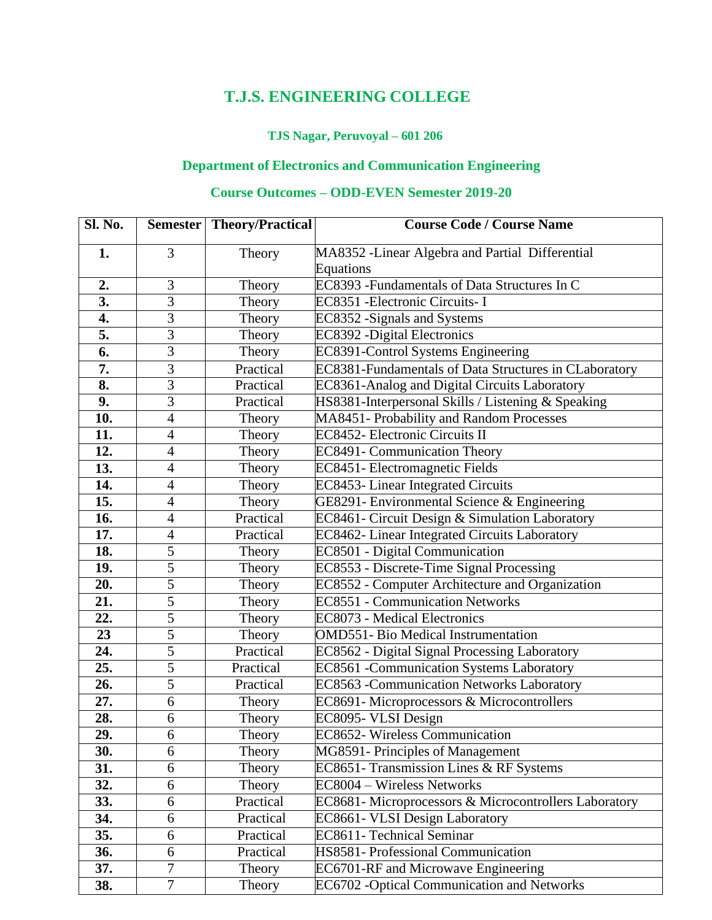# T.J.S. ENGINEERING COLLEGE

### TJS Nagar, Peruvoyal – 601 206

## Department of Electronics and Communication Engineering

## Course Outcomes – ODD-EVEN Semester 2019-20

| Sl. No. | Semester | Theory/Practical | Course Code / Course Name |
|---|---|---|---|
| **1.** | 3 | Theory | MA8352 -Linear Algebra and Partial Differential Equations |
| **2.** | 3 | Theory | EC8393 -Fundamentals of Data Structures In C |
| **3.** | 3 | Theory | EC8351 -Electronic Circuits- I |
| **4.** | 3 | Theory | EC8352 -Signals and Systems |
| **5.** | 3 | Theory | EC8392 -Digital Electronics |
| **6.** | 3 | Theory | EC8391-Control Systems Engineering |
| **7.** | 3 | Practical | EC8381-Fundamentals of Data Structures in CLaboratory |
| **8.** | 3 | Practical | EC8361-Analog and Digital Circuits Laboratory |
| **9.** | 3 | Practical | HS8381-Interpersonal Skills / Listening & Speaking |
| **10.** | 4 | Theory | MA8451- Probability and Random Processes |
| **11.** | 4 | Theory | EC8452- Electronic Circuits II |
| **12.** | 4 | Theory | EC8491- Communication Theory |
| **13.** | 4 | Theory | EC8451- Electromagnetic Fields |
| **14.** | 4 | Theory | EC8453- Linear Integrated Circuits |
| **15.** | 4 | Theory | GE8291- Environmental Science & Engineering |
| **16.** | 4 | Practical | EC8461- Circuit Design & Simulation Laboratory |
| **17.** | 4 | Practical | EC8462- Linear Integrated Circuits Laboratory |
| **18.** | 5 | Theory | EC8501 - Digital Communication |
| **19.** | 5 | Theory | EC8553 - Discrete-Time Signal Processing |
| **20.** | 5 | Theory | EC8552 - Computer Architecture and Organization |
| **21.** | 5 | Theory | EC8551 - Communication Networks |
| **22.** | 5 | Theory | EC8073 - Medical Electronics |
| **23** | 5 | Theory | OMD551- Bio Medical Instrumentation |
| **24.** | 5 | Practical | EC8562 - Digital Signal Processing Laboratory |
| **25.** | 5 | Practical | EC8561 -Communication Systems Laboratory |
| **26.** | 5 | Practical | EC8563 -Communication Networks Laboratory |
| **27.** | 6 | Theory | EC8691- Microprocessors & Microcontrollers |
| **28.** | 6 | Theory | EC8095- VLSI Design |
| **29.** | 6 | Theory | EC8652- Wireless Communication |
| **30.** | 6 | Theory | MG8591- Principles of Management |
| **31.** | 6 | Theory | EC8651- Transmission Lines & RF Systems |
| **32.** | 6 | Theory | EC8004 – Wireless Networks |
| **33.** | 6 | Practical | EC8681- Microprocessors & Microcontrollers Laboratory |
| **34.** | 6 | Practical | EC8661- VLSI Design Laboratory |
| **35.** | 6 | Practical | EC8611- Technical Seminar |
| **36.** | 6 | Practical | HS8581- Professional Communication |
| **37.** | 7 | Theory | EC6701-RF and Microwave Engineering |
| **38.** | 7 | Theory | EC6702 -Optical Communication and Networks |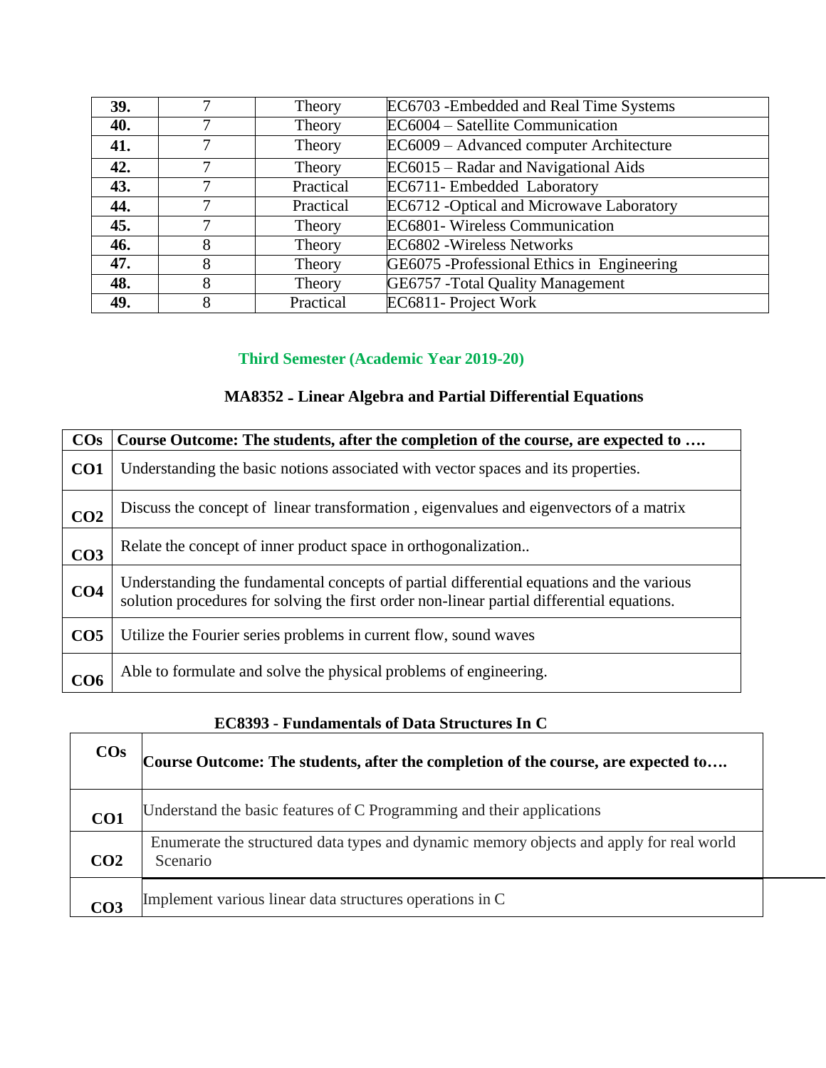| | | | |
|---|---|---|---|
| **39.** | 7 | Theory | EC6703 -Embedded and Real Time Systems |
| **40.** | 7 | Theory | EC6004 – Satellite Communication |
| **41.** | 7 | Theory | EC6009 – Advanced computer Architecture |
| **42.** | 7 | Theory | EC6015 – Radar and Navigational Aids |
| **43.** | 7 | Practical | EC6711- Embedded Laboratory |
| **44.** | 7 | Practical | EC6712 -Optical and Microwave Laboratory |
| **45.** | 7 | Theory | EC6801- Wireless Communication |
| **46.** | 8 | Theory | EC6802 -Wireless Networks |
| **47.** | 8 | Theory | GE6075 -Professional Ethics in Engineering |
| **48.** | 8 | Theory | GE6757 -Total Quality Management |
| **49.** | 8 | Practical | EC6811- Project Work |

## Third Semester (Academic Year 2019-20)

### MA8352 - Linear Algebra and Partial Differential Equations

| COs | Course Outcome: The students, after the completion of the course, are expected to …. |
|---|---|
| **CO1** | Understanding the basic notions associated with vector spaces and its properties. |
| **CO2** | Discuss the concept of linear transformation , eigenvalues and eigenvectors of a matrix |
| **CO3** | Relate the concept of inner product space in orthogonalization.. |
| **CO4** | Understanding the fundamental concepts of partial differential equations and the various solution procedures for solving the first order non-linear partial differential equations. |
| **CO5** | Utilize the Fourier series problems in current flow, sound waves |
| **CO6** | Able to formulate and solve the physical problems of engineering. |

### EC8393 - Fundamentals of Data Structures In C

| COs | Course Outcome: The students, after the completion of the course, are expected to…. |
|---|---|
| **CO1** | Understand the basic features of C Programming and their applications |
| **CO2** | Enumerate the structured data types and dynamic memory objects and apply for real world Scenario |
| **CO3** | Implement various linear data structures operations in C |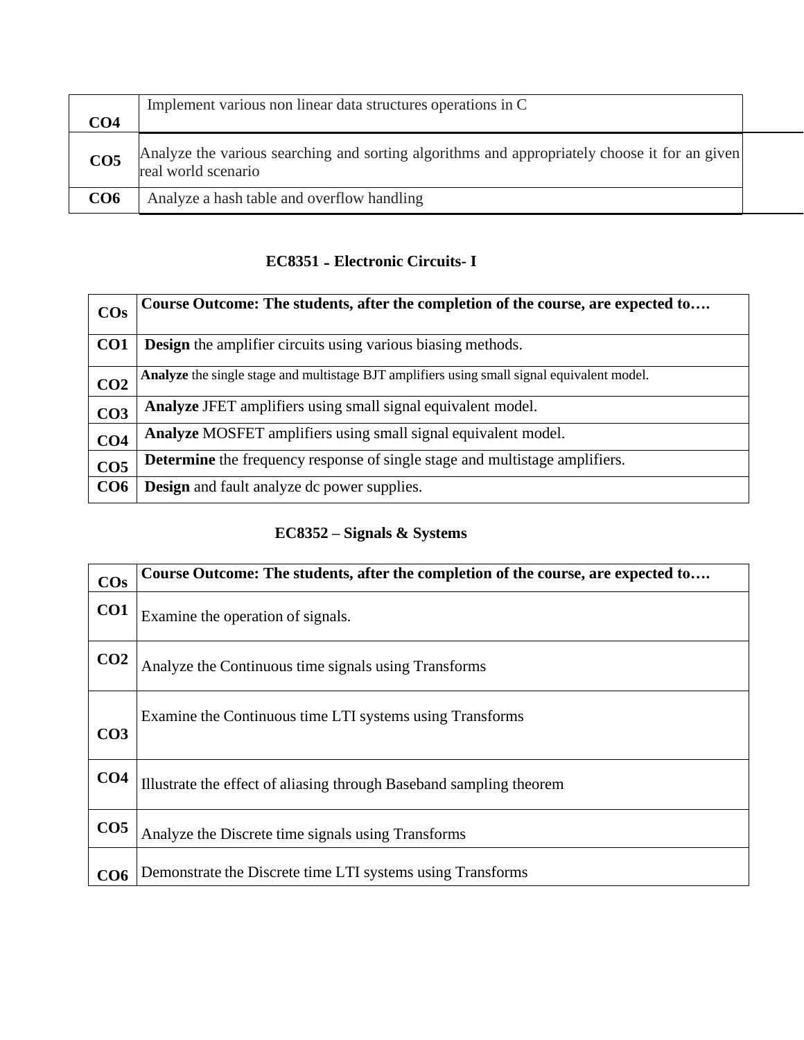| | |
|---|---|
| CO4 | Implement various non linear data structures operations in C |
| CO5 | Analyze the various searching and sorting algorithms and appropriately choose it for an given real world scenario |
| CO6 | Analyze a hash table and overflow handling |

### EC8351 - Electronic Circuits- I

| COs | Course Outcome: The students, after the completion of the course, are expected to…. |
|---|---|
| CO1 | **Design** the amplifier circuits using various biasing methods. |
| CO2 | **Analyze** the single stage and multistage BJT amplifiers using small signal equivalent model. |
| CO3 | **Analyze** JFET amplifiers using small signal equivalent model. |
| CO4 | **Analyze** MOSFET amplifiers using small signal equivalent model. |
| CO5 | **Determine** the frequency response of single stage and multistage amplifiers. |
| CO6 | **Design** and fault analyze dc power supplies. |

### EC8352 – Signals & Systems

| COs | Course Outcome: The students, after the completion of the course, are expected to…. |
|---|---|
| CO1 | Examine the operation of signals. |
| CO2 | Analyze the Continuous time signals using Transforms |
| CO3 | Examine the Continuous time LTI systems using Transforms |
| CO4 | Illustrate the effect of aliasing through Baseband sampling theorem |
| CO5 | Analyze the Discrete time signals using Transforms |
| CO6 | Demonstrate the Discrete time LTI systems using Transforms |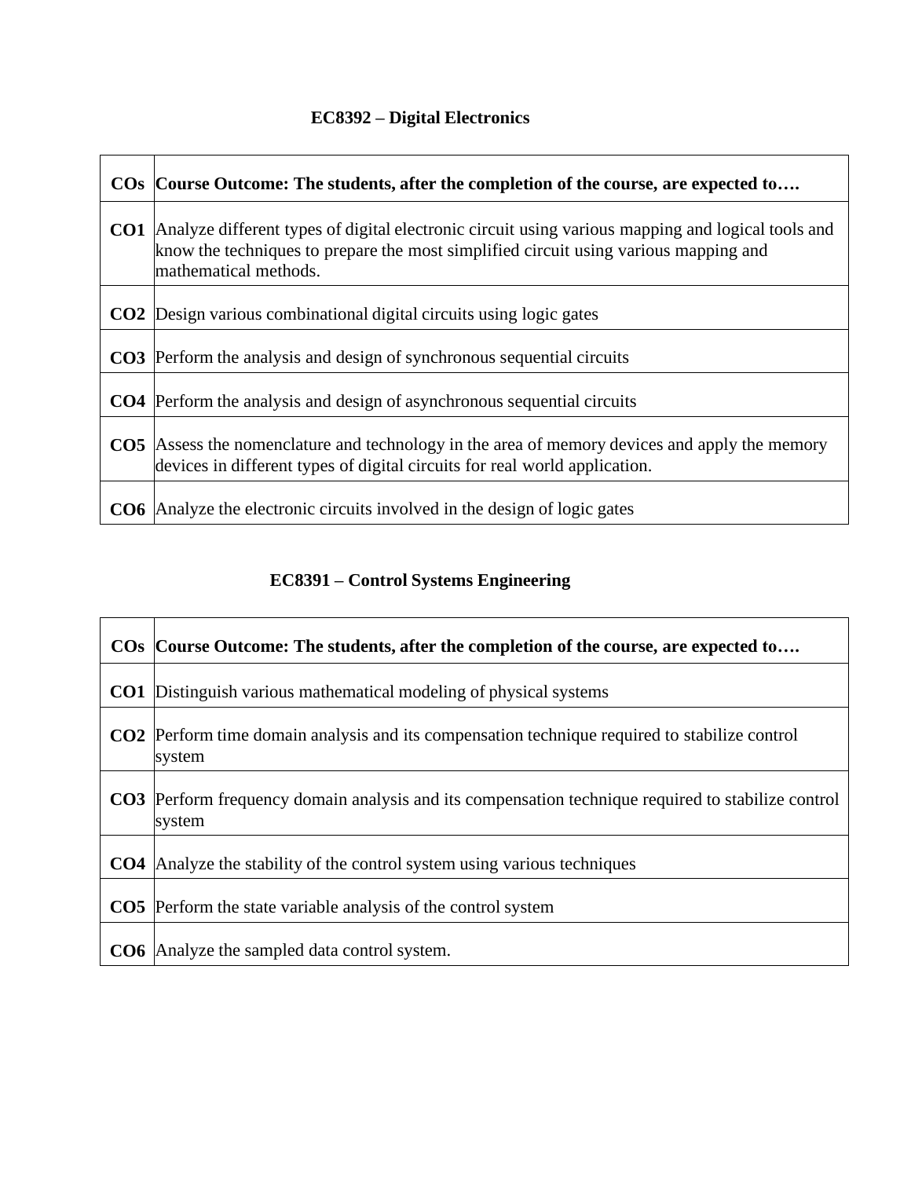### EC8392 – Digital Electronics

| COs | Course Outcome: The students, after the completion of the course, are expected to…. |
|---|---|
| **CO1** | Analyze different types of digital electronic circuit using various mapping and logical tools and know the techniques to prepare the most simplified circuit using various mapping and mathematical methods. |
| **CO2** | Design various combinational digital circuits using logic gates |
| **CO3** | Perform the analysis and design of synchronous sequential circuits |
| **CO4** | Perform the analysis and design of asynchronous sequential circuits |
| **CO5** | Assess the nomenclature and technology in the area of memory devices and apply the memory devices in different types of digital circuits for real world application. |
| **CO6** | Analyze the electronic circuits involved in the design of logic gates |

### EC8391 – Control Systems Engineering

| COs | Course Outcome: The students, after the completion of the course, are expected to…. |
|---|---|
| **CO1** | Distinguish various mathematical modeling of physical systems |
| **CO2** | Perform time domain analysis and its compensation technique required to stabilize control system |
| **CO3** | Perform frequency domain analysis and its compensation technique required to stabilize control system |
| **CO4** | Analyze the stability of the control system using various techniques |
| **CO5** | Perform the state variable analysis of the control system |
| **CO6** | Analyze the sampled data control system. |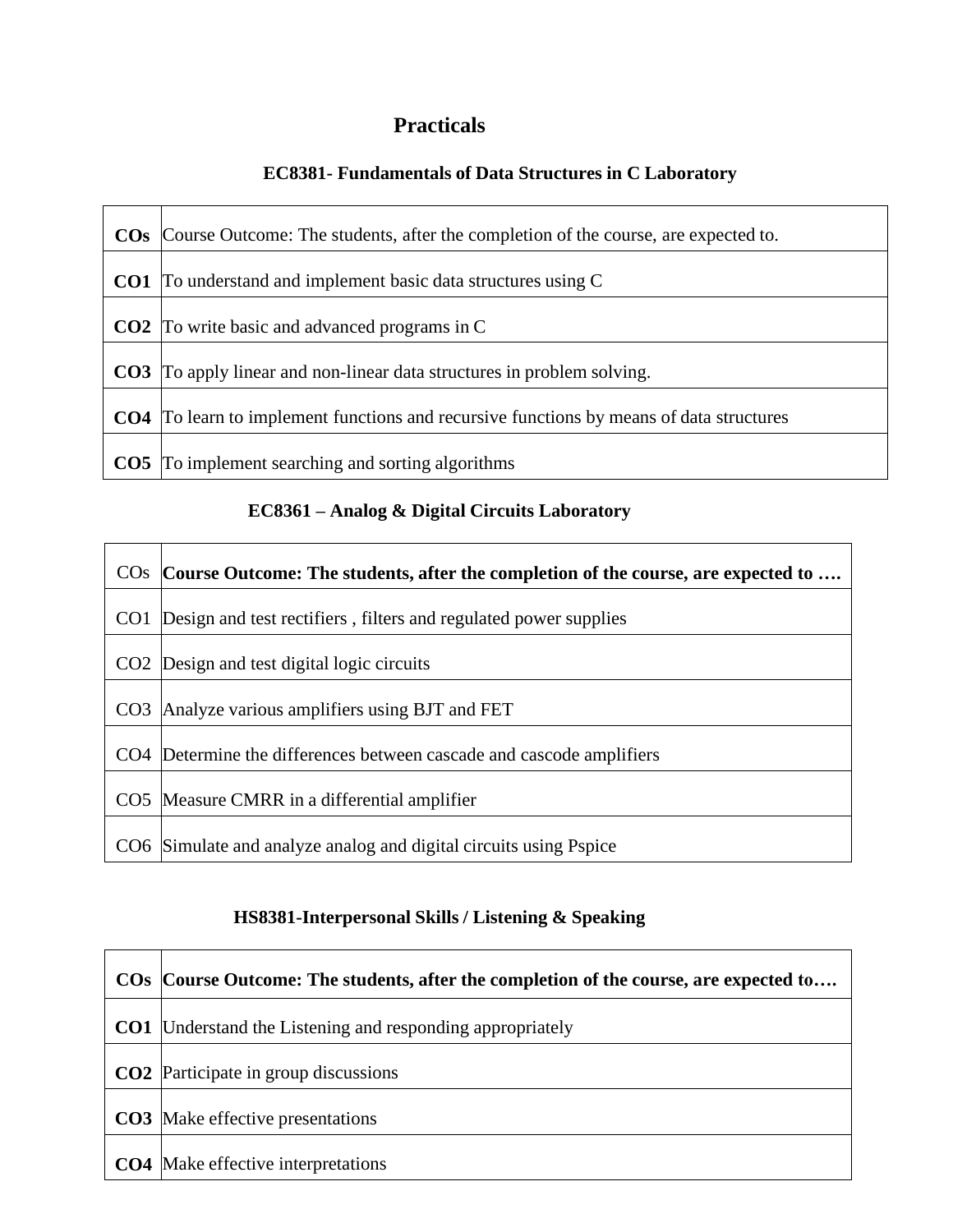# Practicals

## EC8381- Fundamentals of Data Structures in C Laboratory

| COs | Course Outcome: The students, after the completion of the course, are expected to. |
|---|---|
| **CO1** | To understand and implement basic data structures using C |
| **CO2** | To write basic and advanced programs in C |
| **CO3** | To apply linear and non-linear data structures in problem solving. |
| **CO4** | To learn to implement functions and recursive functions by means of data structures |
| **CO5** | To implement searching and sorting algorithms |

## EC8361 – Analog & Digital Circuits Laboratory

| COs | Course Outcome: The students, after the completion of the course, are expected to …. |
|---|---|
| CO1 | Design and test rectifiers , filters and regulated power supplies |
| CO2 | Design and test digital logic circuits |
| CO3 | Analyze various amplifiers using BJT and FET |
| CO4 | Determine the differences between cascade and cascode amplifiers |
| CO5 | Measure CMRR in a differential amplifier |
| CO6 | Simulate and analyze analog and digital circuits using Pspice |

## HS8381-Interpersonal Skills / Listening & Speaking

| COs | Course Outcome: The students, after the completion of the course, are expected to…. |
|---|---|
| **CO1** | Understand the Listening and responding appropriately |
| **CO2** | Participate in group discussions |
| **CO3** | Make effective presentations |
| **CO4** | Make effective interpretations |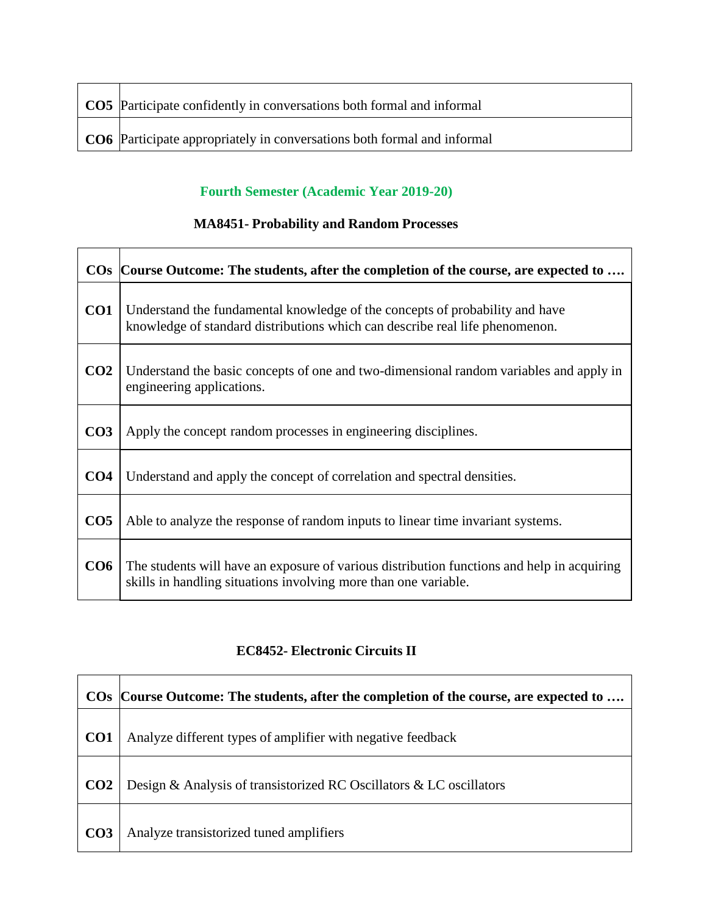| | |
|---|---|
| **CO5** | Participate confidently in conversations both formal and informal |
| **CO6** | Participate appropriately in conversations both formal and informal |

## Fourth Semester (Academic Year 2019-20)

### MA8451- Probability and Random Processes

| COs | Course Outcome: The students, after the completion of the course, are expected to …. |
|---|---|
| **CO1** | Understand the fundamental knowledge of the concepts of probability and have knowledge of standard distributions which can describe real life phenomenon. |
| **CO2** | Understand the basic concepts of one and two-dimensional random variables and apply in engineering applications. |
| **CO3** | Apply the concept random processes in engineering disciplines. |
| **CO4** | Understand and apply the concept of correlation and spectral densities. |
| **CO5** | Able to analyze the response of random inputs to linear time invariant systems. |
| **CO6** | The students will have an exposure of various distribution functions and help in acquiring skills in handling situations involving more than one variable. |

### EC8452- Electronic Circuits II

| COs | Course Outcome: The students, after the completion of the course, are expected to …. |
|---|---|
| **CO1** | Analyze different types of amplifier with negative feedback |
| **CO2** | Design & Analysis of transistorized RC Oscillators & LC oscillators |
| **CO3** | Analyze transistorized tuned amplifiers |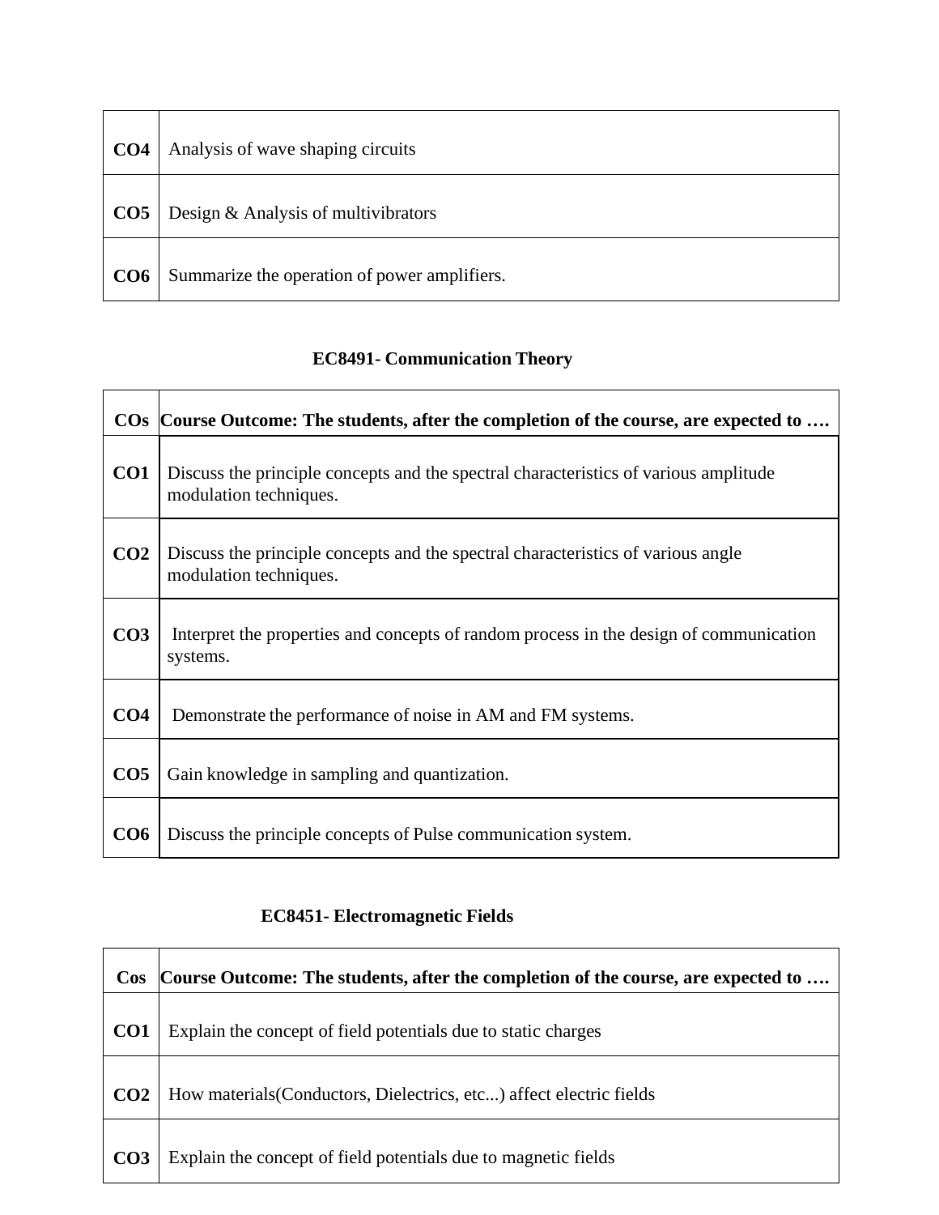| | |
|---|---|
| **CO4** | Analysis of wave shaping circuits |
| **CO5** | Design & Analysis of multivibrators |
| **CO6** | Summarize the operation of power amplifiers. |

### EC8491- Communication Theory

| COs | Course Outcome: The students, after the completion of the course, are expected to …. |
|---|---|
| **CO1** | Discuss the principle concepts and the spectral characteristics of various amplitude modulation techniques. |
| **CO2** | Discuss the principle concepts and the spectral characteristics of various angle modulation techniques. |
| **CO3** | Interpret the properties and concepts of random process in the design of communication systems. |
| **CO4** | Demonstrate the performance of noise in AM and FM systems. |
| **CO5** | Gain knowledge in sampling and quantization. |
| **CO6** | Discuss the principle concepts of Pulse communication system. |

### EC8451- Electromagnetic Fields

| Cos | Course Outcome: The students, after the completion of the course, are expected to …. |
|---|---|
| **CO1** | Explain the concept of field potentials due to static charges |
| **CO2** | How materials(Conductors, Dielectrics, etc...) affect electric fields |
| **CO3** | Explain the concept of field potentials due to magnetic fields |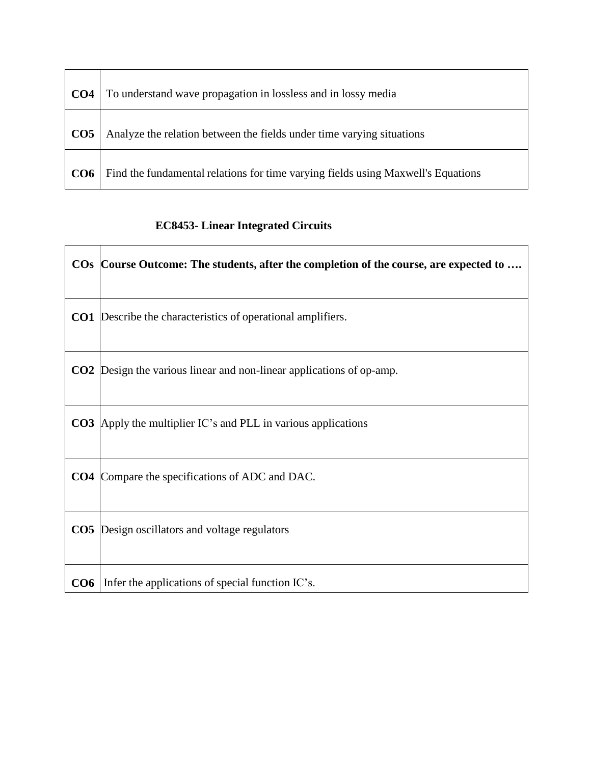| | |
|---|---|
| **CO4** | To understand wave propagation in lossless and in lossy media |
| **CO5** | Analyze the relation between the fields under time varying situations |
| **CO6** | Find the fundamental relations for time varying fields using Maxwell's Equations |

### EC8453- Linear Integrated Circuits

| COs | Course Outcome: The students, after the completion of the course, are expected to …. |
|---|---|
| **CO1** | Describe the characteristics of operational amplifiers. |
| **CO2** | Design the various linear and non-linear applications of op-amp. |
| **CO3** | Apply the multiplier IC's and PLL in various applications |
| **CO4** | Compare the specifications of ADC and DAC. |
| **CO5** | Design oscillators and voltage regulators |
| **CO6** | Infer the applications of special function IC's. |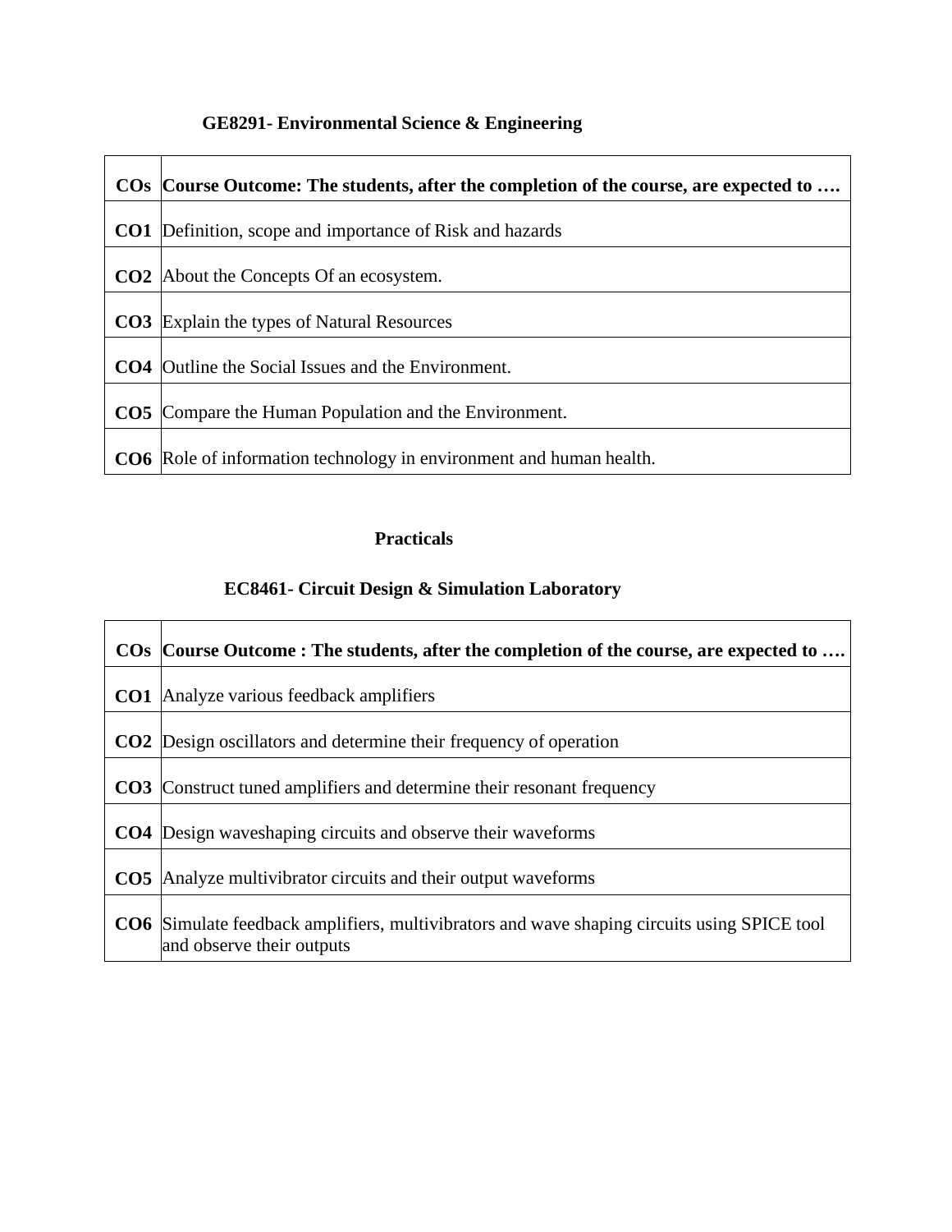### GE8291- Environmental Science & Engineering

| COs | Course Outcome: The students, after the completion of the course, are expected to …. |
|---|---|
| CO1 | Definition, scope and importance of Risk and hazards |
| CO2 | About the Concepts Of an ecosystem. |
| CO3 | Explain the types of Natural Resources |
| CO4 | Outline the Social Issues and the Environment. |
| CO5 | Compare the Human Population and the Environment. |
| CO6 | Role of information technology in environment and human health. |

## Practicals

### EC8461- Circuit Design & Simulation Laboratory

| COs | Course Outcome : The students, after the completion of the course, are expected to …. |
|---|---|
| CO1 | Analyze various feedback amplifiers |
| CO2 | Design oscillators and determine their frequency of operation |
| CO3 | Construct tuned amplifiers and determine their resonant frequency |
| CO4 | Design waveshaping circuits and observe their waveforms |
| CO5 | Analyze multivibrator circuits and their output waveforms |
| CO6 | Simulate feedback amplifiers, multivibrators and wave shaping circuits using SPICE tool and observe their outputs |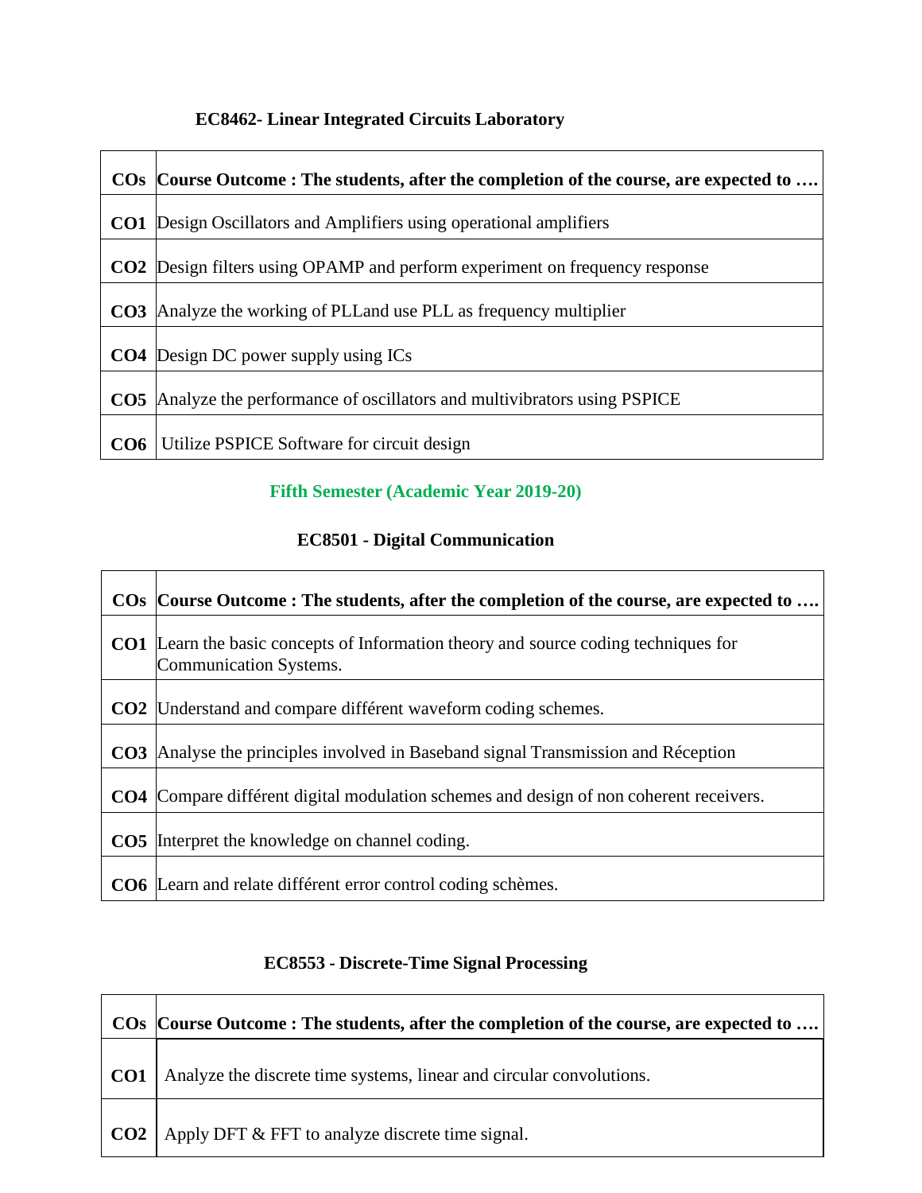### EC8462- Linear Integrated Circuits Laboratory

| COs | Course Outcome : The students, after the completion of the course, are expected to …. |
|---|---|
| CO1 | Design Oscillators and Amplifiers using operational amplifiers |
| CO2 | Design filters using OPAMP and perform experiment on frequency response |
| CO3 | Analyze the working of PLLand use PLL as frequency multiplier |
| CO4 | Design DC power supply using ICs |
| CO5 | Analyze the performance of oscillators and multivibrators using PSPICE |
| CO6 | Utilize PSPICE Software for circuit design |

## Fifth Semester (Academic Year 2019-20)

### EC8501 - Digital Communication

| COs | Course Outcome : The students, after the completion of the course, are expected to …. |
|---|---|
| CO1 | Learn the basic concepts of Information theory and source coding techniques for Communication Systems. |
| CO2 | Understand and compare différent waveform coding schemes. |
| CO3 | Analyse the principles involved in Baseband signal Transmission and Réception |
| CO4 | Compare différent digital modulation schemes and design of non coherent receivers. |
| CO5 | Interpret the knowledge on channel coding. |
| CO6 | Learn and relate différent error control coding schèmes. |

### EC8553 - Discrete-Time Signal Processing

| COs | Course Outcome : The students, after the completion of the course, are expected to …. |
|---|---|
| CO1 | Analyze the discrete time systems, linear and circular convolutions. |
| CO2 | Apply DFT & FFT to analyze discrete time signal. |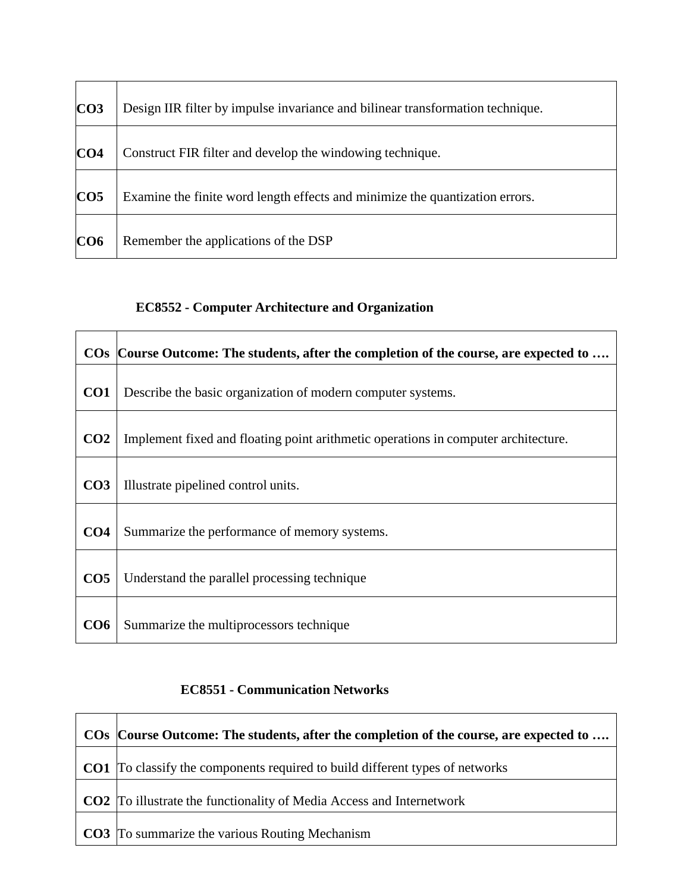| | |
|---|---|
| **CO3** | Design IIR filter by impulse invariance and bilinear transformation technique. |
| **CO4** | Construct FIR filter and develop the windowing technique. |
| **CO5** | Examine the finite word length effects and minimize the quantization errors. |
| **CO6** | Remember the applications of the DSP |

### EC8552 - Computer Architecture and Organization

| COs | Course Outcome: The students, after the completion of the course, are expected to …. |
|---|---|
| **CO1** | Describe the basic organization of modern computer systems. |
| **CO2** | Implement fixed and floating point arithmetic operations in computer architecture. |
| **CO3** | Illustrate pipelined control units. |
| **CO4** | Summarize the performance of memory systems. |
| **CO5** | Understand the parallel processing technique |
| **CO6** | Summarize the multiprocessors technique |

### EC8551 - Communication Networks

| COs | Course Outcome: The students, after the completion of the course, are expected to …. |
|---|---|
| **CO1** | To classify the components required to build different types of networks |
| **CO2** | To illustrate the functionality of Media Access and Internetwork |
| **CO3** | To summarize the various Routing Mechanism |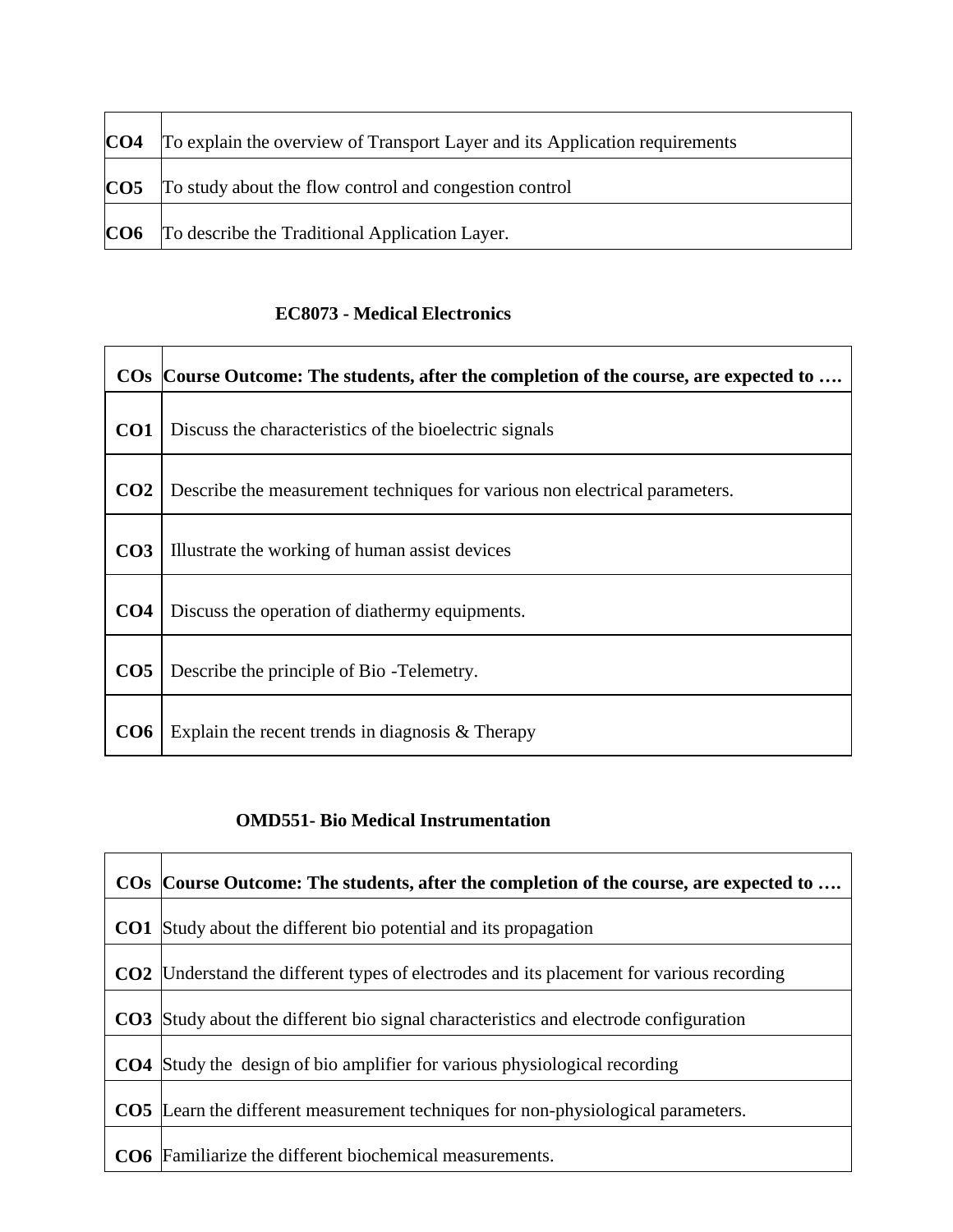| | |
|---|---|
| **CO4** | To explain the overview of Transport Layer and its Application requirements |
| **CO5** | To study about the flow control and congestion control |
| **CO6** | To describe the Traditional Application Layer. |

### EC8073 - Medical Electronics

| COs | Course Outcome: The students, after the completion of the course, are expected to …. |
|---|---|
| **CO1** | Discuss the characteristics of the bioelectric signals |
| **CO2** | Describe the measurement techniques for various non electrical parameters. |
| **CO3** | Illustrate the working of human assist devices |
| **CO4** | Discuss the operation of diathermy equipments. |
| **CO5** | Describe the principle of Bio -Telemetry. |
| **CO6** | Explain the recent trends in diagnosis & Therapy |

### OMD551- Bio Medical Instrumentation

| COs | Course Outcome: The students, after the completion of the course, are expected to …. |
|---|---|
| **CO1** | Study about the different bio potential and its propagation |
| **CO2** | Understand the different types of electrodes and its placement for various recording |
| **CO3** | Study about the different bio signal characteristics and electrode configuration |
| **CO4** | Study the design of bio amplifier for various physiological recording |
| **CO5** | Learn the different measurement techniques for non-physiological parameters. |
| **CO6** | Familiarize the different biochemical measurements. |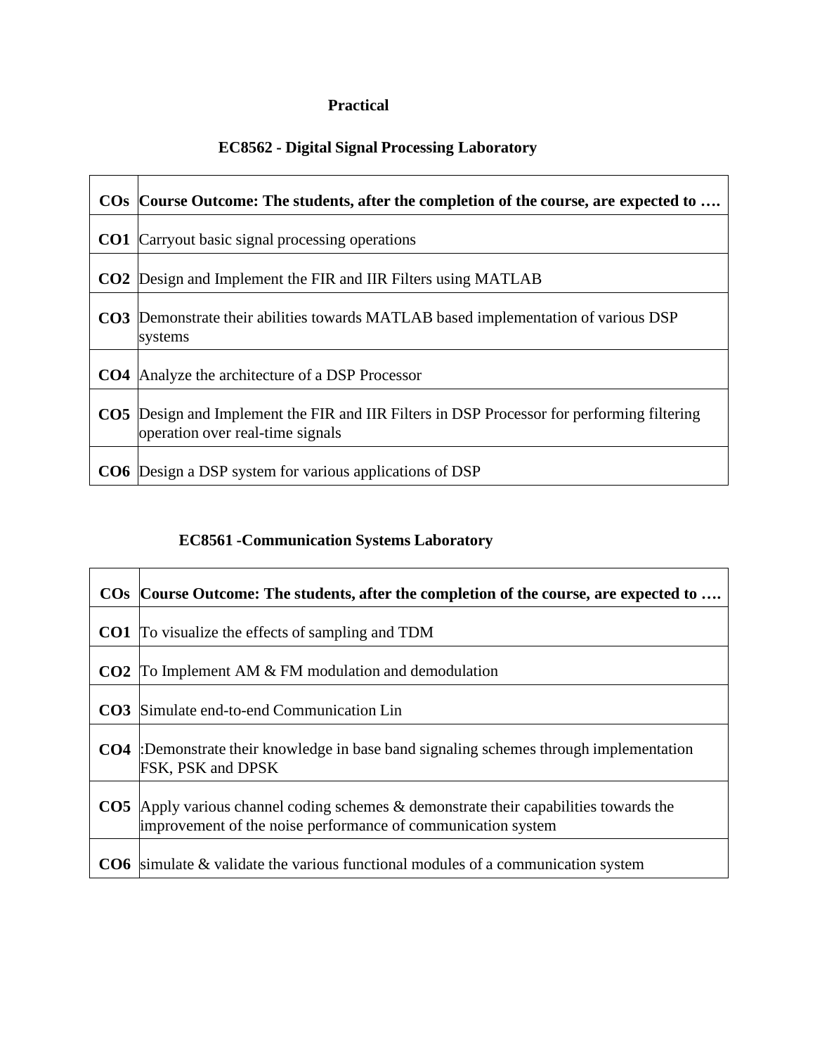**Practical**

**EC8562 - Digital Signal Processing Laboratory**

| COs | Course Outcome: The students, after the completion of the course, are expected to …. |
|---|---|
| CO1 | Carryout basic signal processing operations |
| CO2 | Design and Implement the FIR and IIR Filters using MATLAB |
| CO3 | Demonstrate their abilities towards MATLAB based implementation of various DSP systems |
| CO4 | Analyze the architecture of a DSP Processor |
| CO5 | Design and Implement the FIR and IIR Filters in DSP Processor for performing filtering operation over real-time signals |
| CO6 | Design a DSP system for various applications of DSP |

**EC8561 -Communication Systems Laboratory**

| COs | Course Outcome: The students, after the completion of the course, are expected to …. |
|---|---|
| CO1 | To visualize the effects of sampling and TDM |
| CO2 | To Implement AM & FM modulation and demodulation |
| CO3 | Simulate end-to-end Communication Lin |
| CO4 | :Demonstrate their knowledge in base band signaling schemes through implementation FSK, PSK and DPSK |
| CO5 | Apply various channel coding schemes & demonstrate their capabilities towards the improvement of the noise performance of communication system |
| CO6 | simulate & validate the various functional modules of a communication system |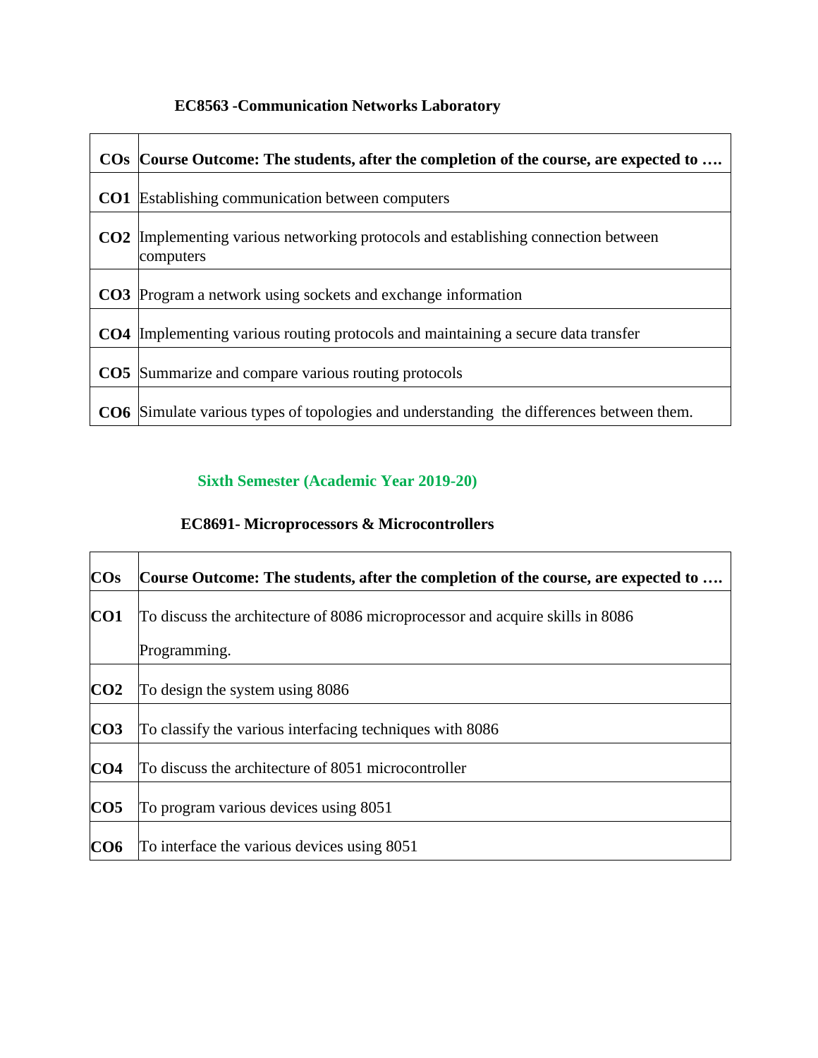### EC8563 -Communication Networks Laboratory

| COs | Course Outcome: The students, after the completion of the course, are expected to …. |
|---|---|
| CO1 | Establishing communication between computers |
| CO2 | Implementing various networking protocols and establishing connection between computers |
| CO3 | Program a network using sockets and exchange information |
| CO4 | Implementing various routing protocols and maintaining a secure data transfer |
| CO5 | Summarize and compare various routing protocols |
| CO6 | Simulate various types of topologies and understanding the differences between them. |

## Sixth Semester (Academic Year 2019-20)

### EC8691- Microprocessors & Microcontrollers

| COs | Course Outcome: The students, after the completion of the course, are expected to …. |
|---|---|
| CO1 | To discuss the architecture of 8086 microprocessor and acquire skills in 8086 Programming. |
| CO2 | To design the system using 8086 |
| CO3 | To classify the various interfacing techniques with 8086 |
| CO4 | To discuss the architecture of 8051 microcontroller |
| CO5 | To program various devices using 8051 |
| CO6 | To interface the various devices using 8051 |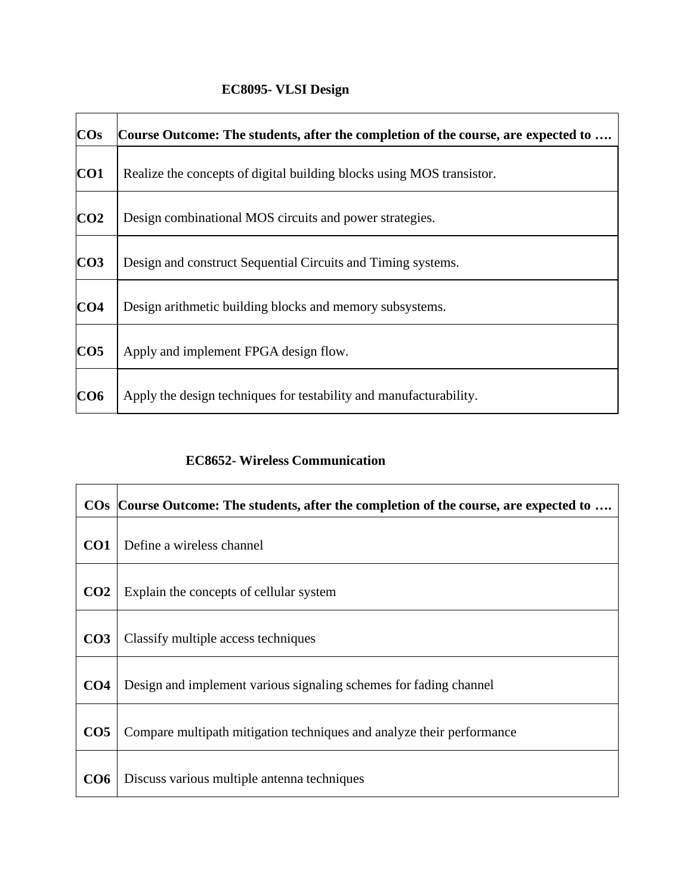### EC8095- VLSI Design

| COs | Course Outcome: The students, after the completion of the course, are expected to …. |
|---|---|
| CO1 | Realize the concepts of digital building blocks using MOS transistor. |
| CO2 | Design combinational MOS circuits and power strategies. |
| CO3 | Design and construct Sequential Circuits and Timing systems. |
| CO4 | Design arithmetic building blocks and memory subsystems. |
| CO5 | Apply and implement FPGA design flow. |
| CO6 | Apply the design techniques for testability and manufacturability. |

### EC8652- Wireless Communication

| COs | Course Outcome: The students, after the completion of the course, are expected to …. |
|---|---|
| CO1 | Define a wireless channel |
| CO2 | Explain the concepts of cellular system |
| CO3 | Classify multiple access techniques |
| CO4 | Design and implement various signaling schemes for fading channel |
| CO5 | Compare multipath mitigation techniques and analyze their performance |
| CO6 | Discuss various multiple antenna techniques |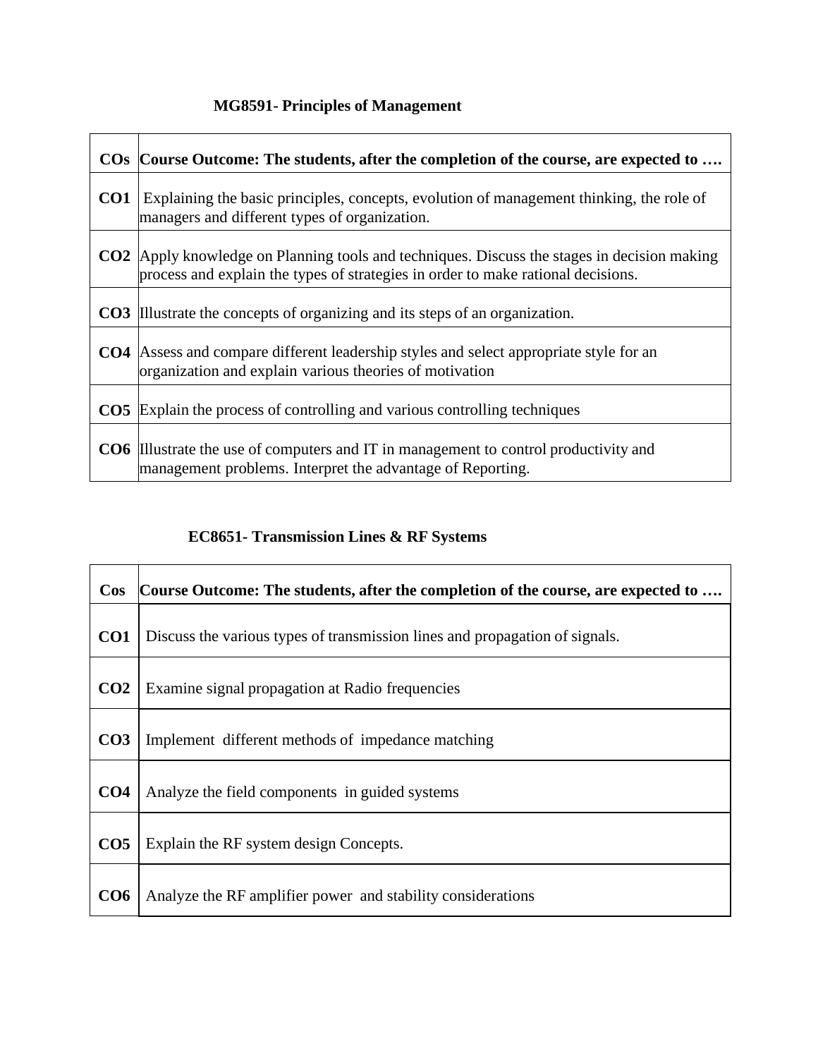### MG8591- Principles of Management

| COs | Course Outcome: The students, after the completion of the course, are expected to …. |
|---|---|
| CO1 | Explaining the basic principles, concepts, evolution of management thinking, the role of managers and different types of organization. |
| CO2 | Apply knowledge on Planning tools and techniques. Discuss the stages in decision making process and explain the types of strategies in order to make rational decisions. |
| CO3 | Illustrate the concepts of organizing and its steps of an organization. |
| CO4 | Assess and compare different leadership styles and select appropriate style for an organization and explain various theories of motivation |
| CO5 | Explain the process of controlling and various controlling techniques |
| CO6 | Illustrate the use of computers and IT in management to control productivity and management problems. Interpret the advantage of Reporting. |

### EC8651- Transmission Lines & RF Systems

| Cos | Course Outcome: The students, after the completion of the course, are expected to …. |
|---|---|
| CO1 | Discuss the various types of transmission lines and propagation of signals. |
| CO2 | Examine signal propagation at Radio frequencies |
| CO3 | Implement different methods of impedance matching |
| CO4 | Analyze the field components in guided systems |
| CO5 | Explain the RF system design Concepts. |
| CO6 | Analyze the RF amplifier power and stability considerations |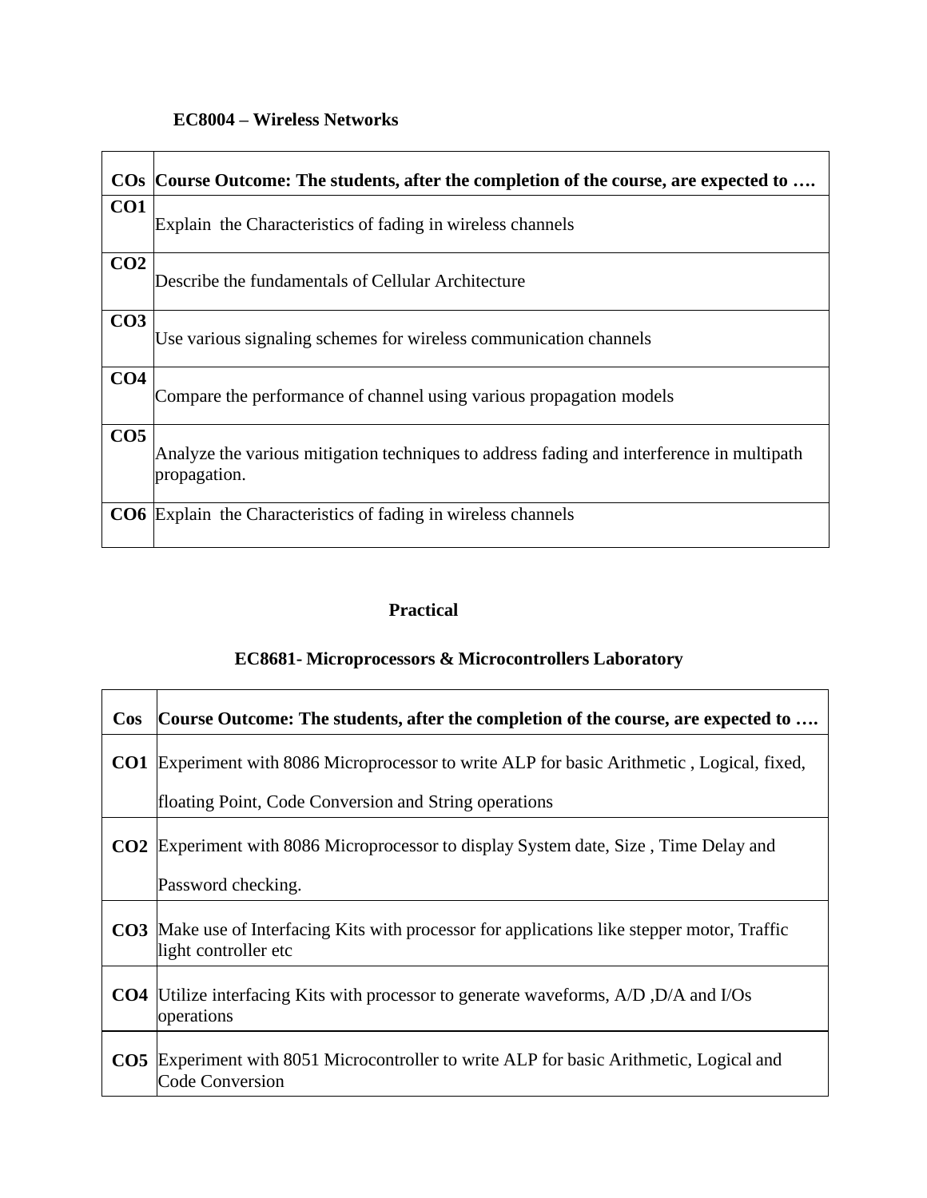### EC8004 – Wireless Networks

| COs | Course Outcome: The students, after the completion of the course, are expected to …. |
|---|---|
| CO1 | Explain  the Characteristics of fading in wireless channels |
| CO2 | Describe the fundamentals of Cellular Architecture |
| CO3 | Use various signaling schemes for wireless communication channels |
| CO4 | Compare the performance of channel using various propagation models |
| CO5 | Analyze the various mitigation techniques to address fading and interference in multipath propagation. |
| CO6 | Explain  the Characteristics of fading in wireless channels |

## Practical

### EC8681- Microprocessors & Microcontrollers Laboratory

| Cos | Course Outcome: The students, after the completion of the course, are expected to …. |
|---|---|
| CO1 | Experiment with 8086 Microprocessor to write ALP for basic Arithmetic , Logical, fixed, floating Point, Code Conversion and String operations |
| CO2 | Experiment with 8086 Microprocessor to display System date, Size , Time Delay and Password checking. |
| CO3 | Make use of Interfacing Kits with processor for applications like stepper motor, Traffic light controller etc |
| CO4 | Utilize interfacing Kits with processor to generate waveforms, A/D ,D/A and I/Os operations |
| CO5 | Experiment with 8051 Microcontroller to write ALP for basic Arithmetic, Logical and Code Conversion |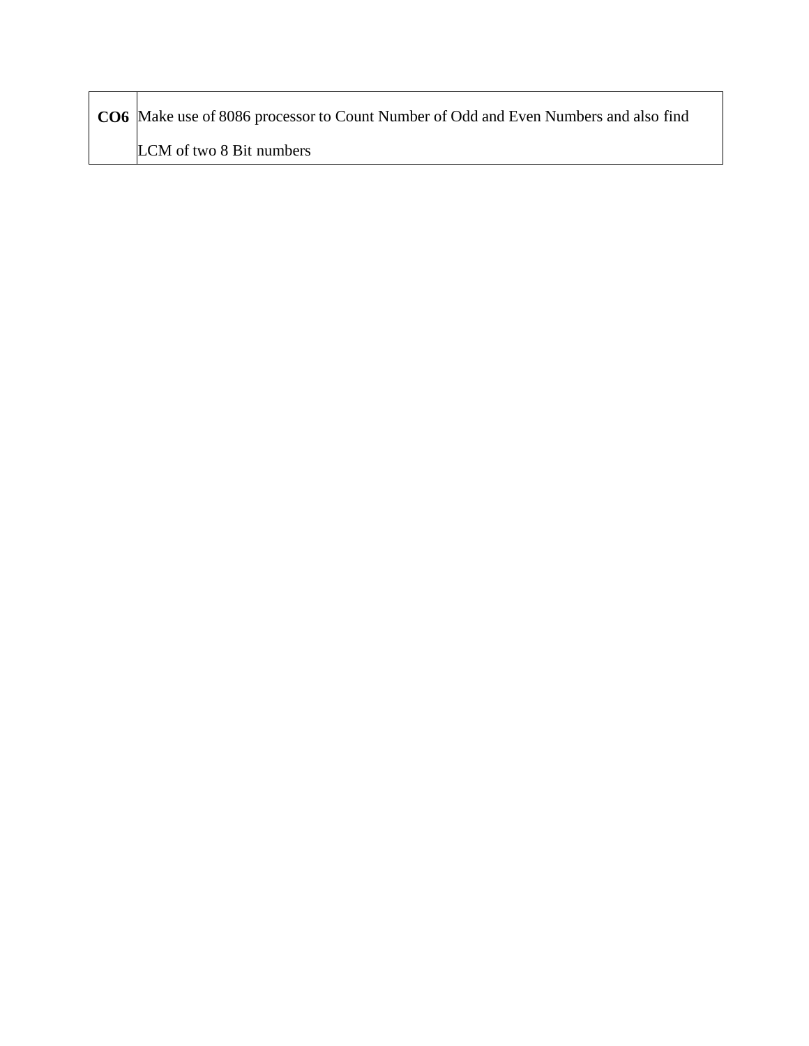| **CO6** | Make use of 8086 processor to Count Number of Odd and Even Numbers and also find LCM of two 8 Bit numbers |
|---|---|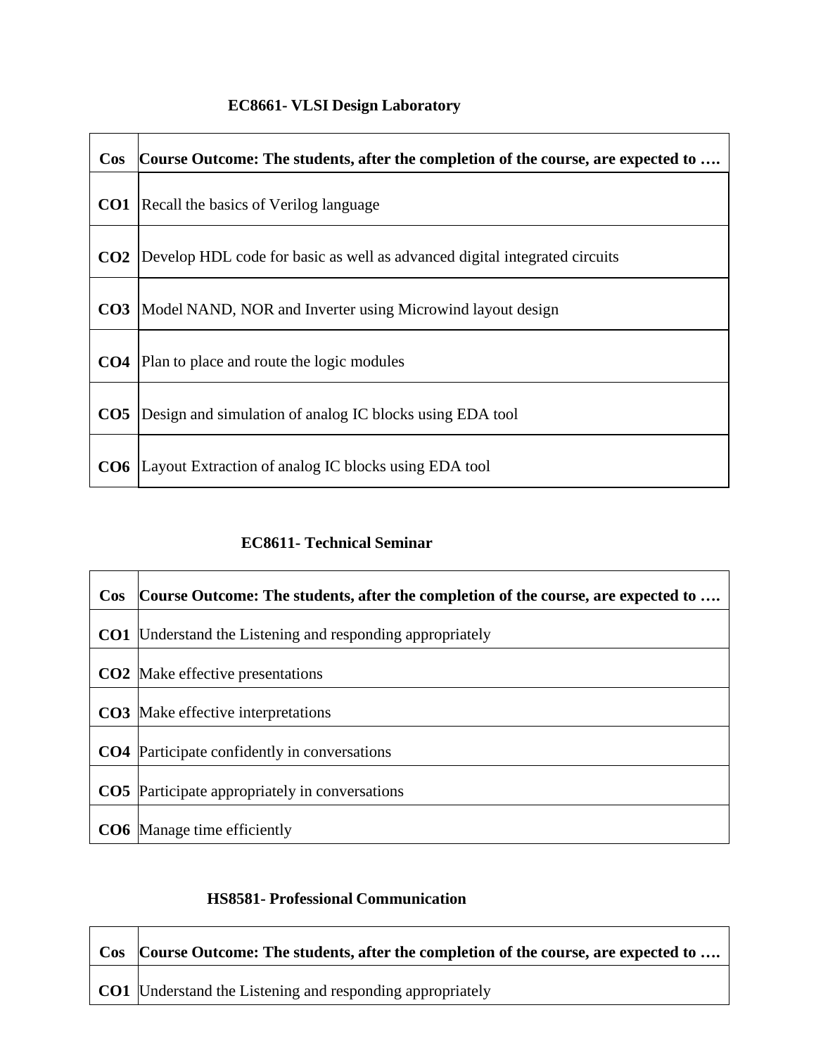### EC8661- VLSI Design Laboratory

| Cos | Course Outcome: The students, after the completion of the course, are expected to …. |
|---|---|
| **CO1** | Recall the basics of Verilog language |
| **CO2** | Develop HDL code for basic as well as advanced digital integrated circuits |
| **CO3** | Model NAND, NOR and Inverter using Microwind layout design |
| **CO4** | Plan to place and route the logic modules |
| **CO5** | Design and simulation of analog IC blocks using EDA tool |
| **CO6** | Layout Extraction of analog IC blocks using EDA tool |

### EC8611- Technical Seminar

| Cos | Course Outcome: The students, after the completion of the course, are expected to …. |
|---|---|
| **CO1** | Understand the Listening and responding appropriately |
| **CO2** | Make effective presentations |
| **CO3** | Make effective interpretations |
| **CO4** | Participate confidently in conversations |
| **CO5** | Participate appropriately in conversations |
| **CO6** | Manage time efficiently |

### HS8581- Professional Communication

| Cos | Course Outcome: The students, after the completion of the course, are expected to …. |
|---|---|
| **CO1** | Understand the Listening and responding appropriately |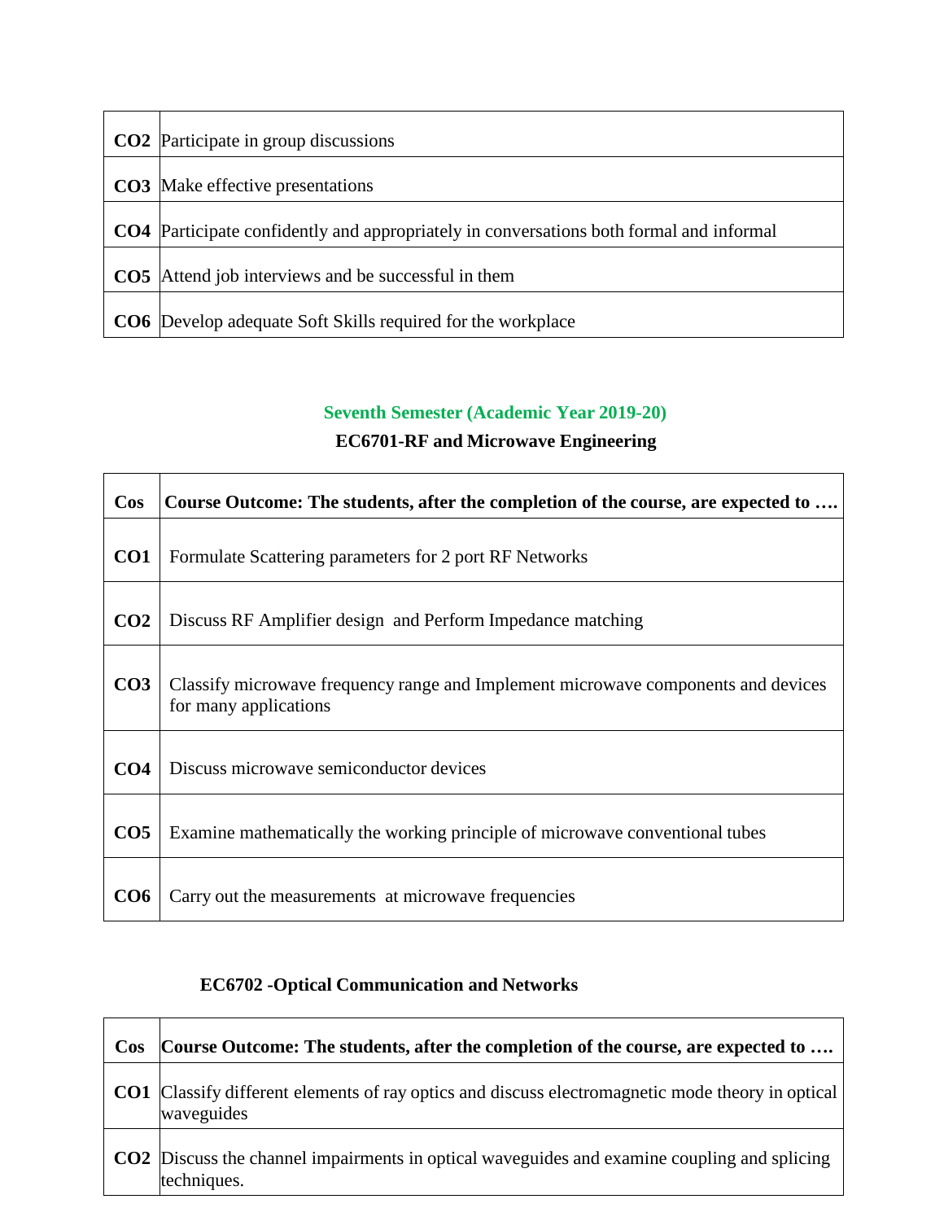| | |
|---|---|
| **CO2** | Participate in group discussions |
| **CO3** | Make effective presentations |
| **CO4** | Participate confidently and appropriately in conversations both formal and informal |
| **CO5** | Attend job interviews and be successful in them |
| **CO6** | Develop adequate Soft Skills required for the workplace |

## Seventh Semester (Academic Year 2019-20)

### EC6701-RF and Microwave Engineering

| Cos | Course Outcome: The students, after the completion of the course, are expected to …. |
|---|---|
| **CO1** | Formulate Scattering parameters for 2 port RF Networks |
| **CO2** | Discuss RF Amplifier design and Perform Impedance matching |
| **CO3** | Classify microwave frequency range and Implement microwave components and devices for many applications |
| **CO4** | Discuss microwave semiconductor devices |
| **CO5** | Examine mathematically the working principle of microwave conventional tubes |
| **CO6** | Carry out the measurements at microwave frequencies |

### EC6702 -Optical Communication and Networks

| Cos | Course Outcome: The students, after the completion of the course, are expected to …. |
|---|---|
| **CO1** | Classify different elements of ray optics and discuss electromagnetic mode theory in optical waveguides |
| **CO2** | Discuss the channel impairments in optical waveguides and examine coupling and splicing techniques. |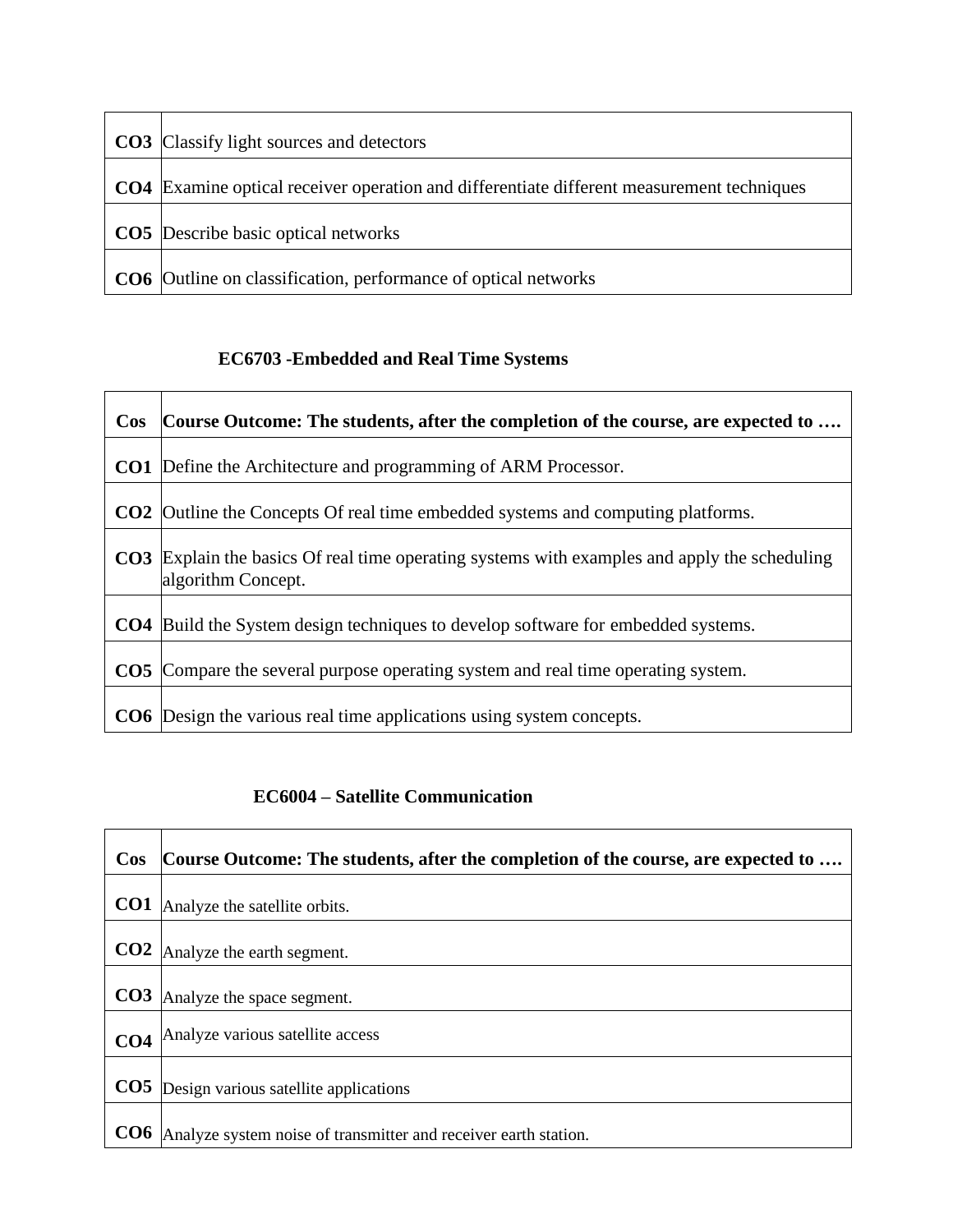| | |
|---|---|
| **CO3** | Classify light sources and detectors |
| **CO4** | Examine optical receiver operation and differentiate different measurement techniques |
| **CO5** | Describe basic optical networks |
| **CO6** | Outline on classification, performance of optical networks |

**EC6703 -Embedded and Real Time Systems**

| Cos | Course Outcome: The students, after the completion of the course, are expected to …. |
|---|---|
| **CO1** | Define the Architecture and programming of ARM Processor. |
| **CO2** | Outline the Concepts Of real time embedded systems and computing platforms. |
| **CO3** | Explain the basics Of real time operating systems with examples and apply the scheduling algorithm Concept. |
| **CO4** | Build the System design techniques to develop software for embedded systems. |
| **CO5** | Compare the several purpose operating system and real time operating system. |
| **CO6** | Design the various real time applications using system concepts. |

**EC6004 – Satellite Communication**

| Cos | Course Outcome: The students, after the completion of the course, are expected to …. |
|---|---|
| **CO1** | Analyze the satellite orbits. |
| **CO2** | Analyze the earth segment. |
| **CO3** | Analyze the space segment. |
| **CO4** | Analyze various satellite access |
| **CO5** | Design various satellite applications |
| **CO6** | Analyze system noise of transmitter and receiver earth station. |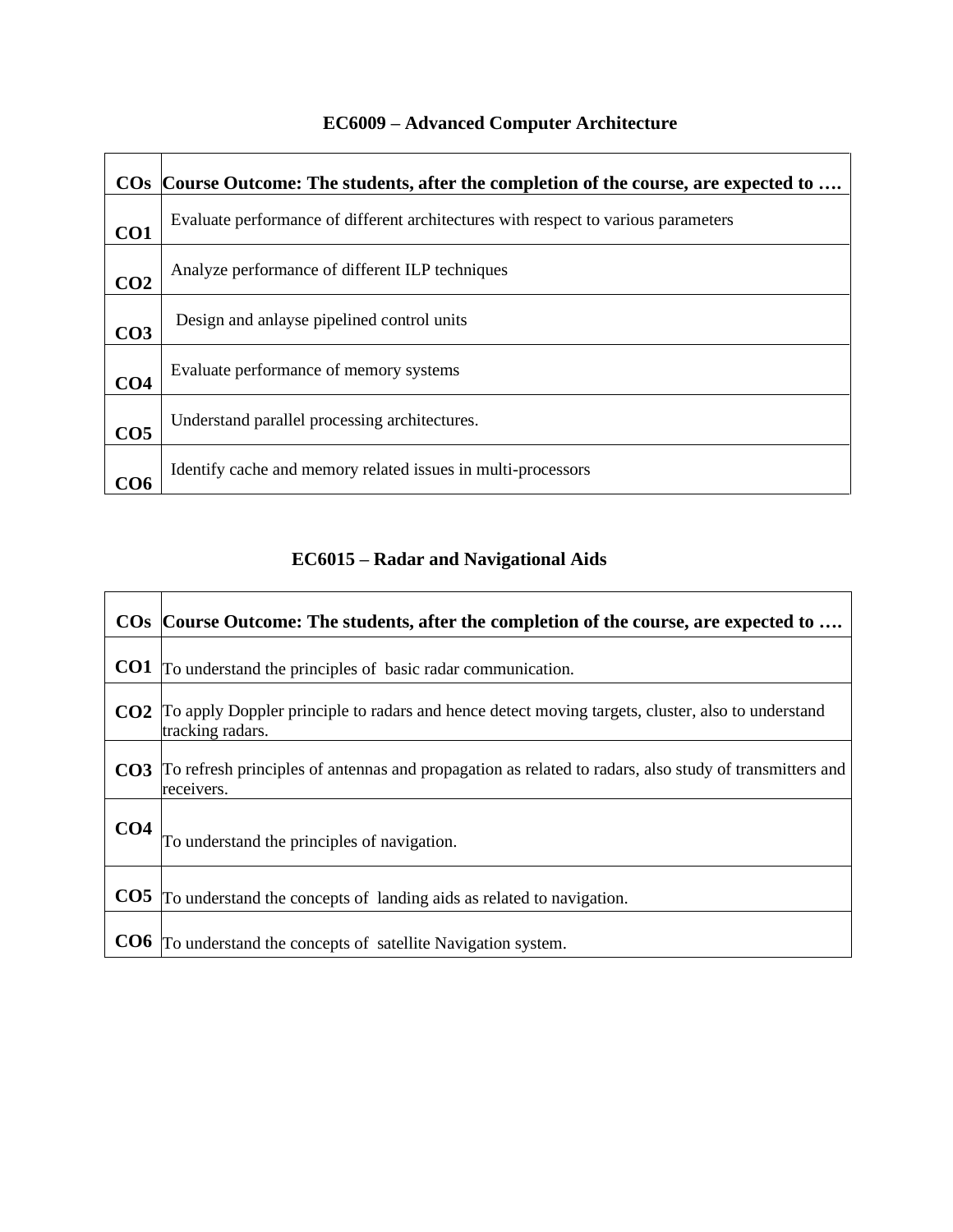### EC6009 – Advanced Computer Architecture

| COs | Course Outcome: The students, after the completion of the course, are expected to …. |
|---|---|
| CO1 | Evaluate performance of different architectures with respect to various parameters |
| CO2 | Analyze performance of different ILP techniques |
| CO3 | Design and anlayse pipelined control units |
| CO4 | Evaluate performance of memory systems |
| CO5 | Understand parallel processing architectures. |
| CO6 | Identify cache and memory related issues in multi-processors |

### EC6015 – Radar and Navigational Aids

| COs | Course Outcome: The students, after the completion of the course, are expected to …. |
|---|---|
| CO1 | To understand the principles of basic radar communication. |
| CO2 | To apply Doppler principle to radars and hence detect moving targets, cluster, also to understand tracking radars. |
| CO3 | To refresh principles of antennas and propagation as related to radars, also study of transmitters and receivers. |
| CO4 | To understand the principles of navigation. |
| CO5 | To understand the concepts of landing aids as related to navigation. |
| CO6 | To understand the concepts of satellite Navigation system. |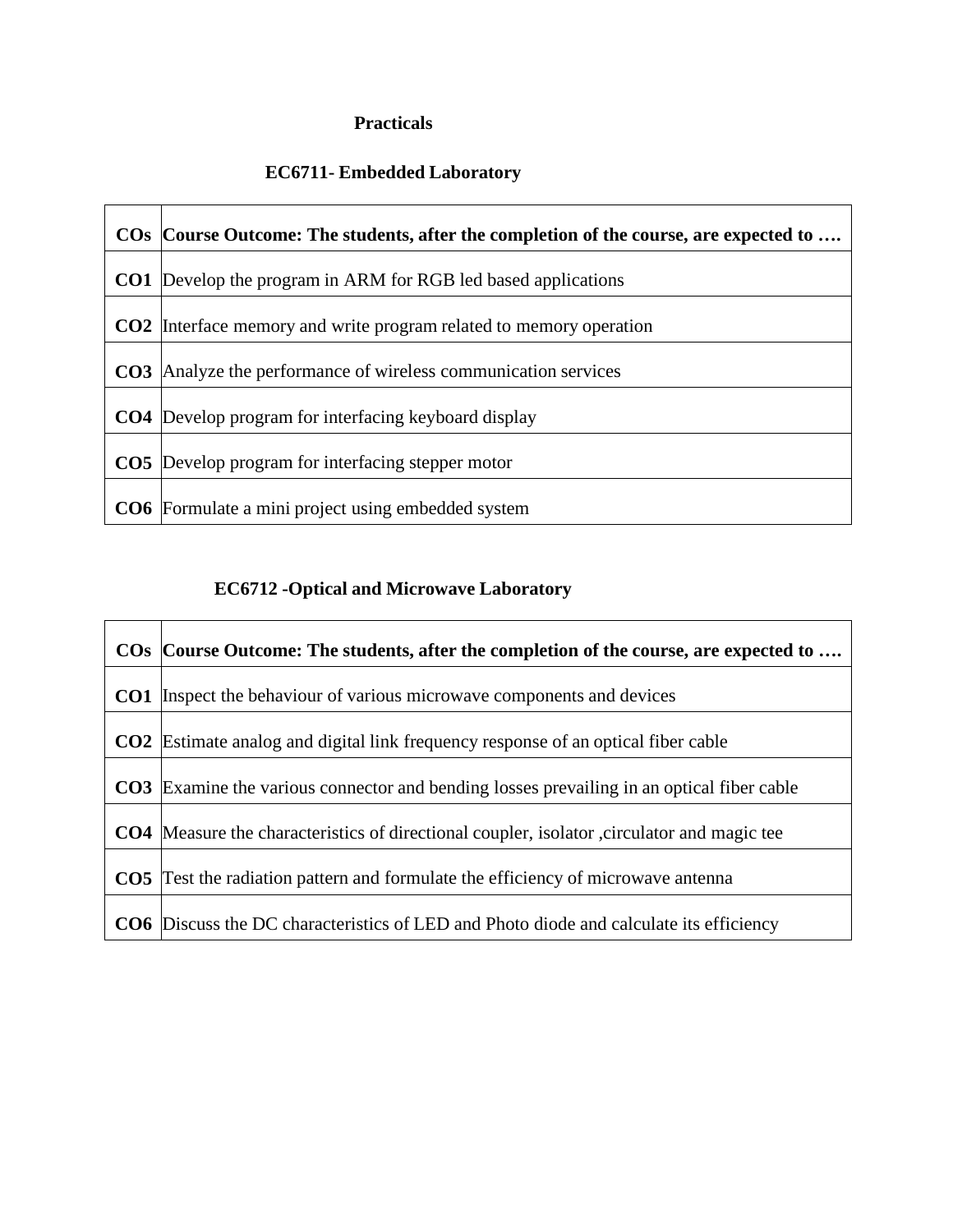# Practicals

## EC6711- Embedded Laboratory

| COs | Course Outcome: The students, after the completion of the course, are expected to …. |
|---|---|
| **CO1** | Develop the program in ARM for RGB led based applications |
| **CO2** | Interface memory and write program related to memory operation |
| **CO3** | Analyze the performance of wireless communication services |
| **CO4** | Develop program for interfacing keyboard display |
| **CO5** | Develop program for interfacing stepper motor |
| **CO6** | Formulate a mini project using embedded system |

## EC6712 -Optical and Microwave Laboratory

| COs | Course Outcome: The students, after the completion of the course, are expected to …. |
|---|---|
| **CO1** | Inspect the behaviour of various microwave components and devices |
| **CO2** | Estimate analog and digital link frequency response of an optical fiber cable |
| **CO3** | Examine the various connector and bending losses prevailing in an optical fiber cable |
| **CO4** | Measure the characteristics of directional coupler, isolator ,circulator and magic tee |
| **CO5** | Test the radiation pattern and formulate the efficiency of microwave antenna |
| **CO6** | Discuss the DC characteristics of LED and Photo diode and calculate its efficiency |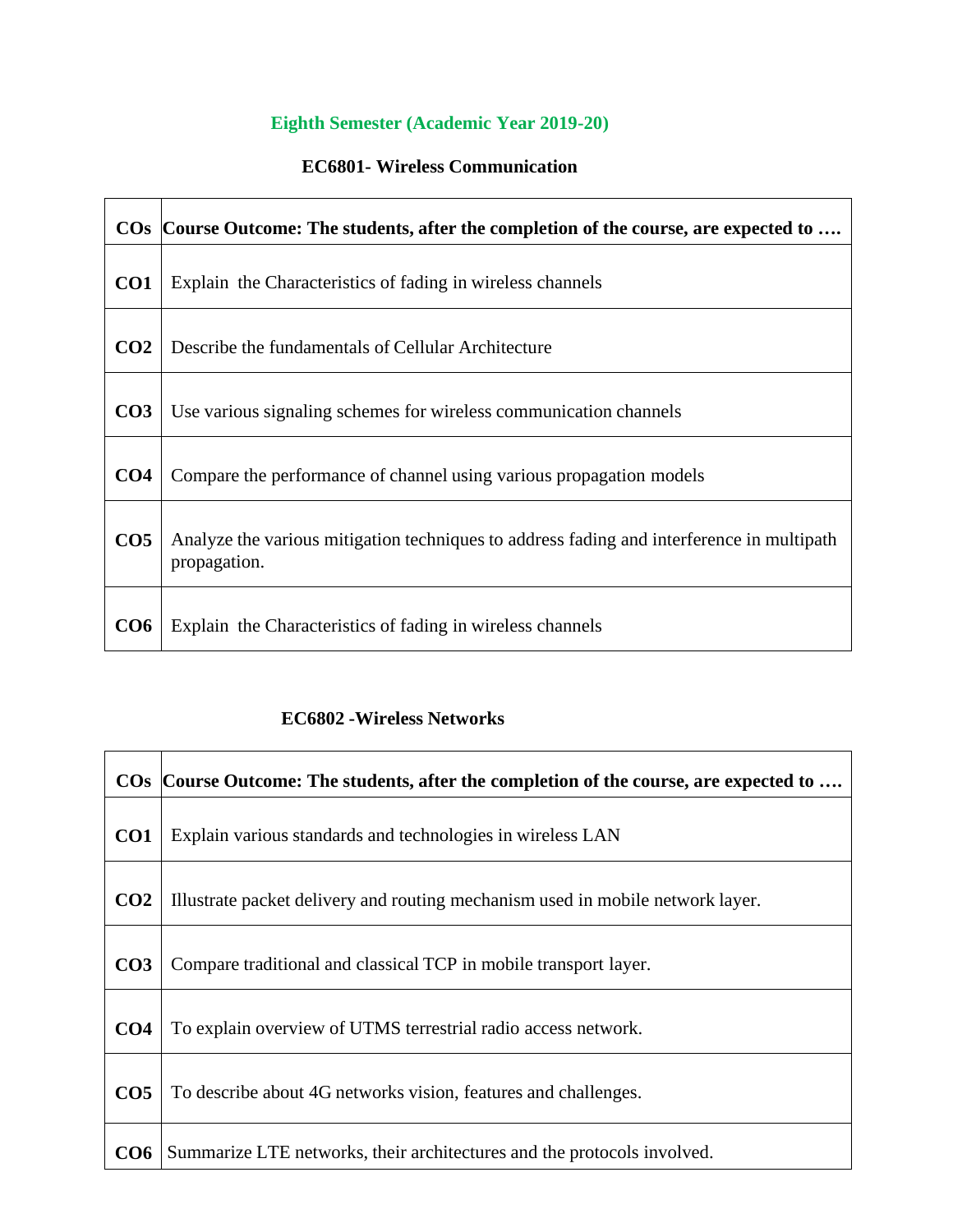## Eighth Semester (Academic Year 2019-20)

### EC6801- Wireless Communication

| COs | Course Outcome: The students, after the completion of the course, are expected to …. |
|---|---|
| CO1 | Explain the Characteristics of fading in wireless channels |
| CO2 | Describe the fundamentals of Cellular Architecture |
| CO3 | Use various signaling schemes for wireless communication channels |
| CO4 | Compare the performance of channel using various propagation models |
| CO5 | Analyze the various mitigation techniques to address fading and interference in multipath propagation. |
| CO6 | Explain the Characteristics of fading in wireless channels |

### EC6802 -Wireless Networks

| COs | Course Outcome: The students, after the completion of the course, are expected to …. |
|---|---|
| CO1 | Explain various standards and technologies in wireless LAN |
| CO2 | Illustrate packet delivery and routing mechanism used in mobile network layer. |
| CO3 | Compare traditional and classical TCP in mobile transport layer. |
| CO4 | To explain overview of UTMS terrestrial radio access network. |
| CO5 | To describe about 4G networks vision, features and challenges. |
| CO6 | Summarize LTE networks, their architectures and the protocols involved. |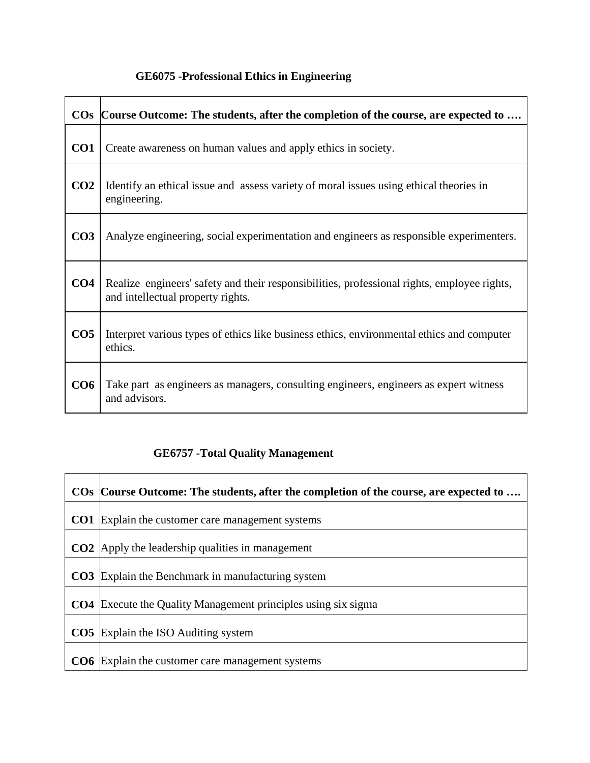### GE6075 -Professional Ethics in Engineering

| COs | Course Outcome: The students, after the completion of the course, are expected to …. |
|---|---|
| CO1 | Create awareness on human values and apply ethics in society. |
| CO2 | Identify an ethical issue and assess variety of moral issues using ethical theories in engineering. |
| CO3 | Analyze engineering, social experimentation and engineers as responsible experimenters. |
| CO4 | Realize engineers' safety and their responsibilities, professional rights, employee rights, and intellectual property rights. |
| CO5 | Interpret various types of ethics like business ethics, environmental ethics and computer ethics. |
| CO6 | Take part as engineers as managers, consulting engineers, engineers as expert witness and advisors. |

### GE6757 -Total Quality Management

| COs | Course Outcome: The students, after the completion of the course, are expected to …. |
|---|---|
| CO1 | Explain the customer care management systems |
| CO2 | Apply the leadership qualities in management |
| CO3 | Explain the Benchmark in manufacturing system |
| CO4 | Execute the Quality Management principles using six sigma |
| CO5 | Explain the ISO Auditing system |
| CO6 | Explain the customer care management systems |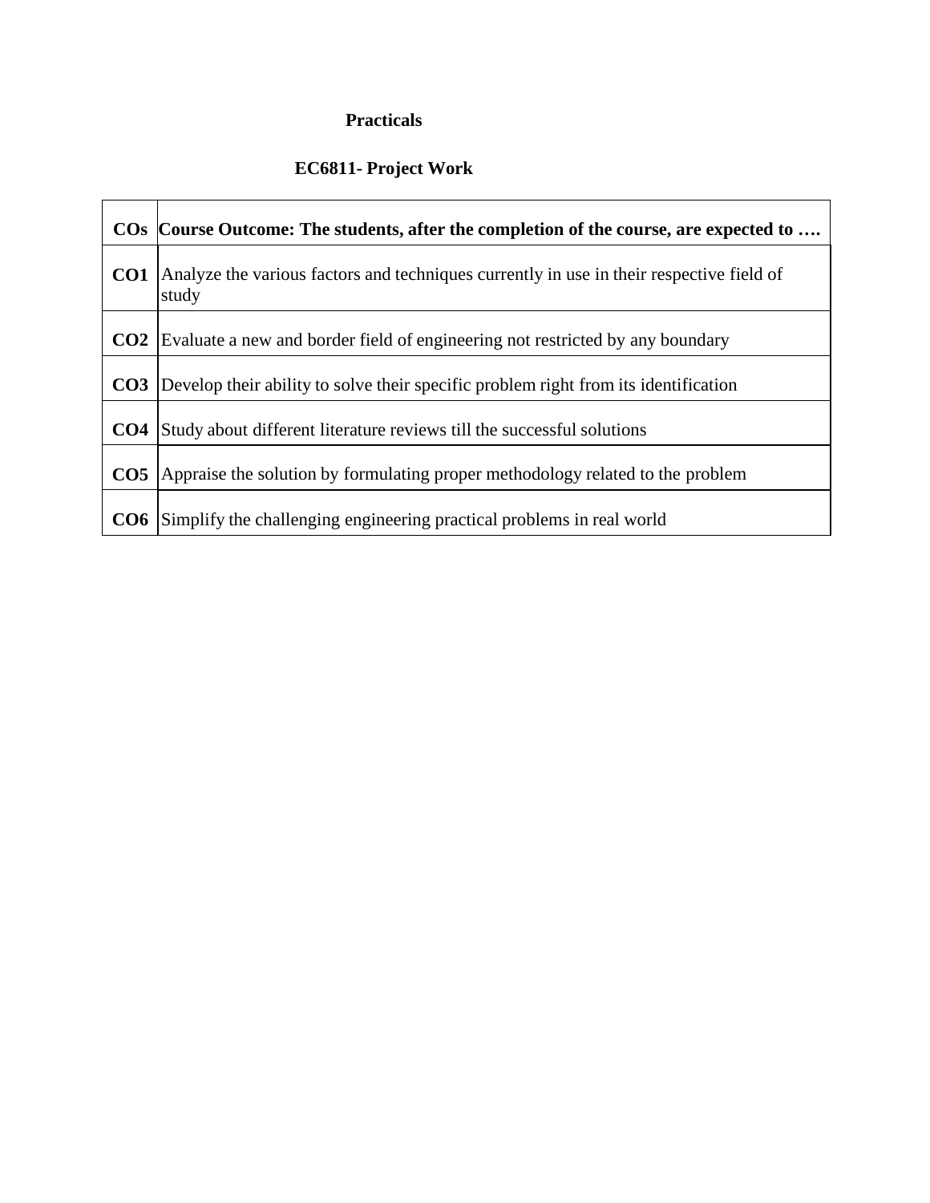**Practicals**

**EC6811- Project Work**

| COs | Course Outcome: The students, after the completion of the course, are expected to …. |
|---|---|
| **CO1** | Analyze the various factors and techniques currently in use in their respective field of study |
| **CO2** | Evaluate a new and border field of engineering not restricted by any boundary |
| **CO3** | Develop their ability to solve their specific problem right from its identification |
| **CO4** | Study about different literature reviews till the successful solutions |
| **CO5** | Appraise the solution by formulating proper methodology related to the problem |
| **CO6** | Simplify the challenging engineering practical problems in real world |